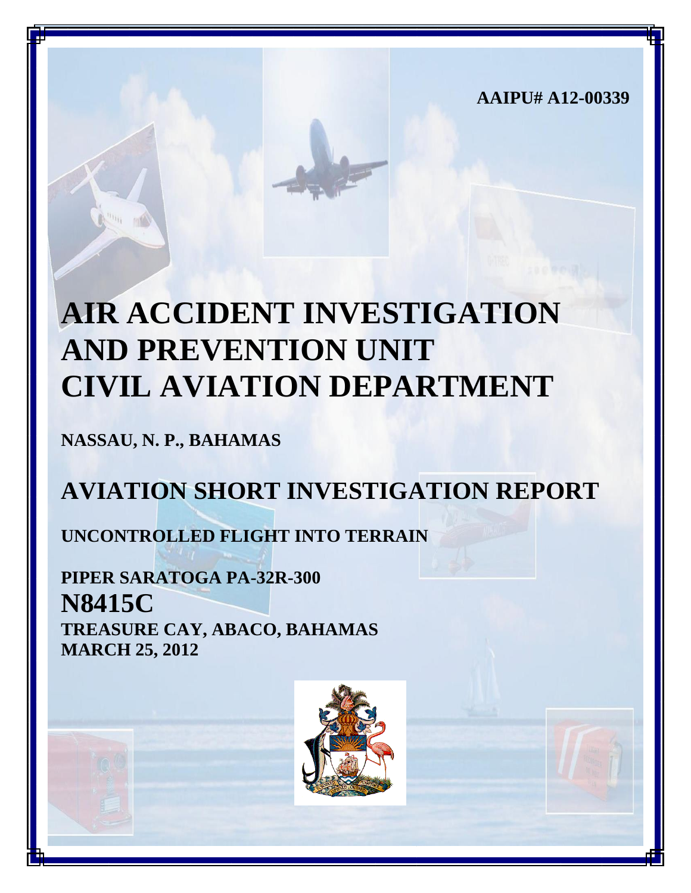AAIPU# A12-00339

# AIR ACCIDENT INVESTIGATION AND PREVENTION UNIT CIVIL AVIATION DEPARTMENT

**NASSAU, N. P., BAHAMAS**

## AVIATION SHORT INVESTIGATION REPORT

**UNCONTROLLED FLIGHT INTO TERRAIN**

**PIPER SARATOGA PA-32R-300**

**N8415C**

**TREASURE CAY, ABACO, BAHAMAS**

**MARCH 25, 2012**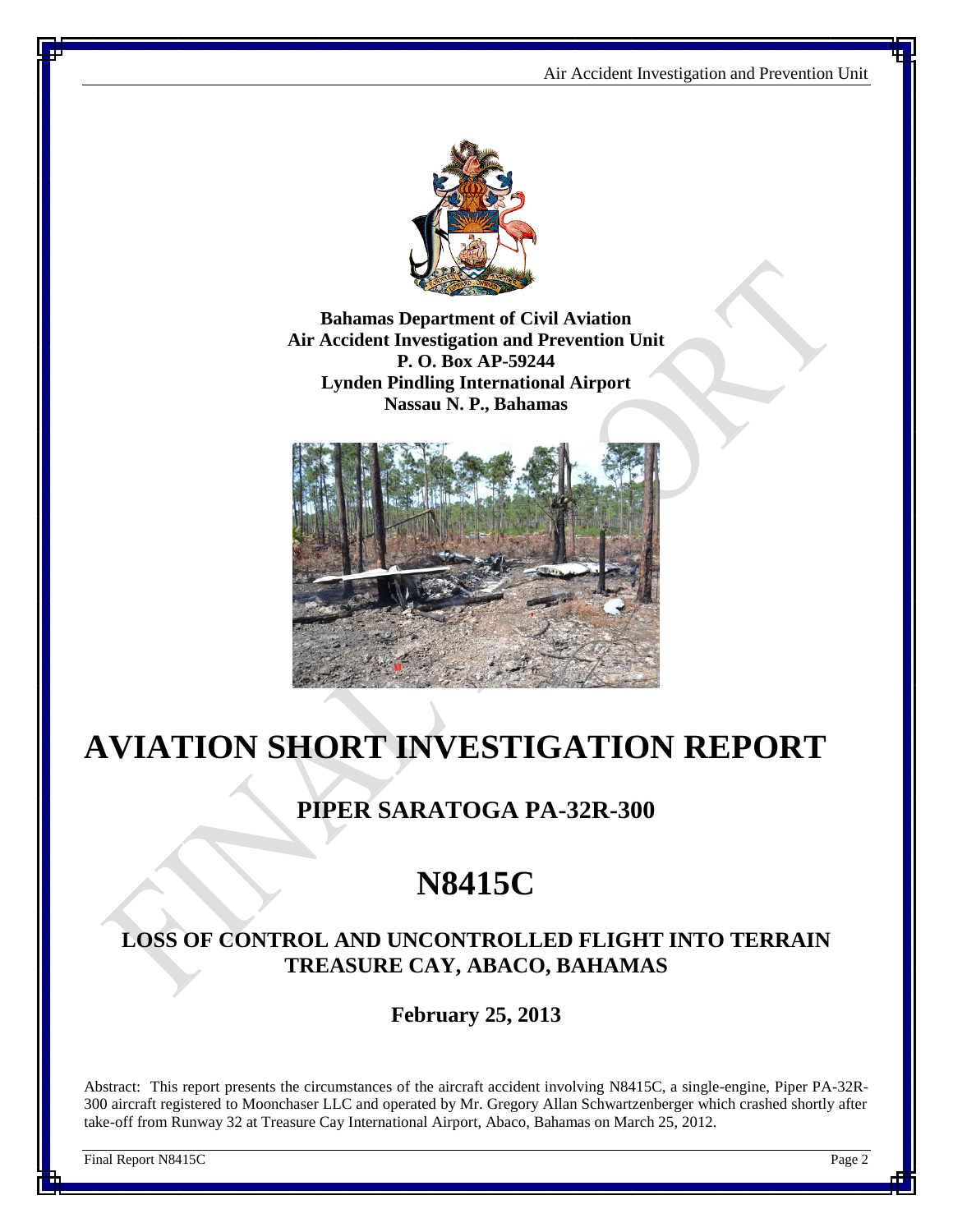**Bahamas Department of Civil Aviation**
**Air Accident Investigation and Prevention Unit**
**P. O. Box AP-59244**
**Lynden Pindling International Airport**
**Nassau N. P., Bahamas**

# AVIATION SHORT INVESTIGATION REPORT

## PIPER SARATOGA PA-32R-300

# N8415C

### LOSS OF CONTROL AND UNCONTROLLED FLIGHT INTO TERRAIN TREASURE CAY, ABACO, BAHAMAS

**February 25, 2013**

Abstract: This report presents the circumstances of the aircraft accident involving N8415C, a single-engine, Piper PA-32R-300 aircraft registered to Moonchaser LLC and operated by Mr. Gregory Allan Schwartzenberger which crashed shortly after take-off from Runway 32 at Treasure Cay International Airport, Abaco, Bahamas on March 25, 2012.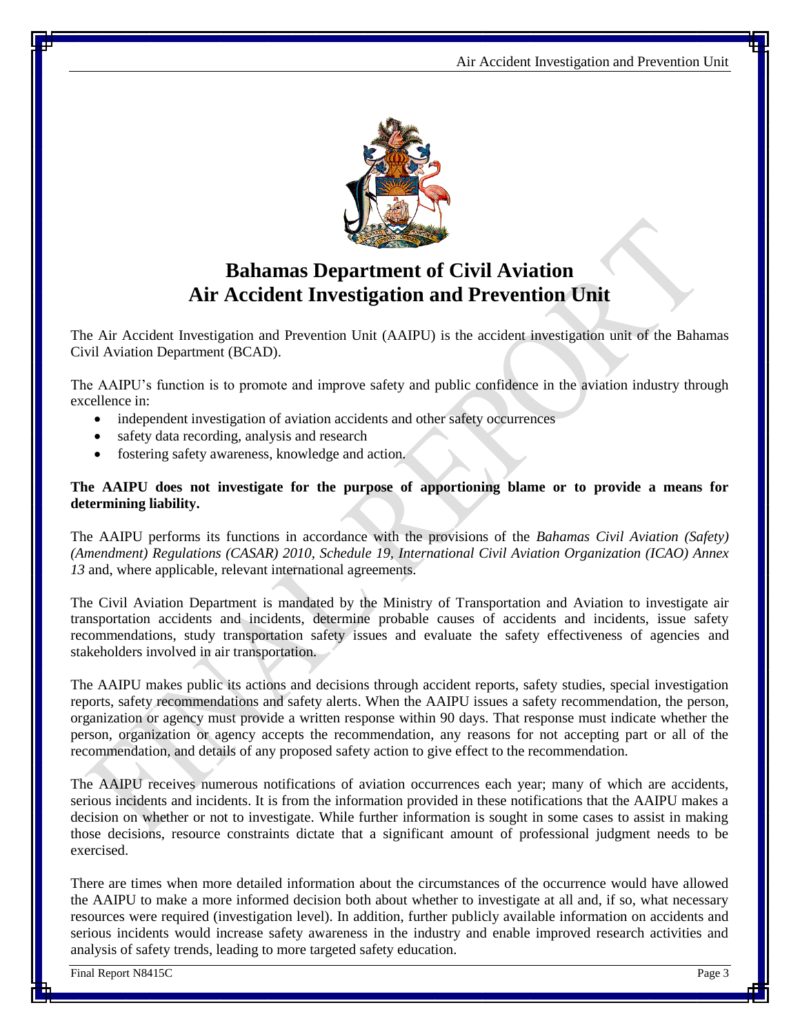# Bahamas Department of Civil Aviation
# Air Accident Investigation and Prevention Unit

The Air Accident Investigation and Prevention Unit (AAIPU) is the accident investigation unit of the Bahamas Civil Aviation Department (BCAD).

The AAIPU's function is to promote and improve safety and public confidence in the aviation industry through excellence in:

- independent investigation of aviation accidents and other safety occurrences
- safety data recording, analysis and research
- fostering safety awareness, knowledge and action.

**The AAIPU does not investigate for the purpose of apportioning blame or to provide a means for determining liability.**

The AAIPU performs its functions in accordance with the provisions of the *Bahamas Civil Aviation (Safety) (Amendment) Regulations (CASAR) 2010, Schedule 19, International Civil Aviation Organization (ICAO) Annex 13* and, where applicable, relevant international agreements.

The Civil Aviation Department is mandated by the Ministry of Transportation and Aviation to investigate air transportation accidents and incidents, determine probable causes of accidents and incidents, issue safety recommendations, study transportation safety issues and evaluate the safety effectiveness of agencies and stakeholders involved in air transportation.

The AAIPU makes public its actions and decisions through accident reports, safety studies, special investigation reports, safety recommendations and safety alerts. When the AAIPU issues a safety recommendation, the person, organization or agency must provide a written response within 90 days. That response must indicate whether the person, organization or agency accepts the recommendation, any reasons for not accepting part or all of the recommendation, and details of any proposed safety action to give effect to the recommendation.

The AAIPU receives numerous notifications of aviation occurrences each year; many of which are accidents, serious incidents and incidents. It is from the information provided in these notifications that the AAIPU makes a decision on whether or not to investigate. While further information is sought in some cases to assist in making those decisions, resource constraints dictate that a significant amount of professional judgment needs to be exercised.

There are times when more detailed information about the circumstances of the occurrence would have allowed the AAIPU to make a more informed decision both about whether to investigate at all and, if so, what necessary resources were required (investigation level). In addition, further publicly available information on accidents and serious incidents would increase safety awareness in the industry and enable improved research activities and analysis of safety trends, leading to more targeted safety education.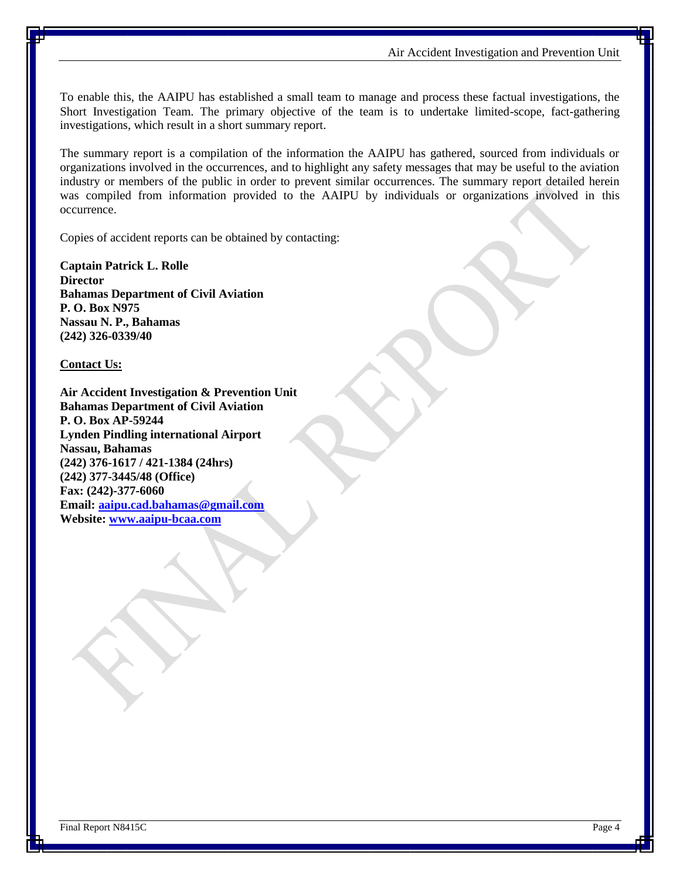To enable this, the AAIPU has established a small team to manage and process these factual investigations, the Short Investigation Team. The primary objective of the team is to undertake limited-scope, fact-gathering investigations, which result in a short summary report.

The summary report is a compilation of the information the AAIPU has gathered, sourced from individuals or organizations involved in the occurrences, and to highlight any safety messages that may be useful to the aviation industry or members of the public in order to prevent similar occurrences. The summary report detailed herein was compiled from information provided to the AAIPU by individuals or organizations involved in this occurrence.

Copies of accident reports can be obtained by contacting:

**Captain Patrick L. Rolle**
**Director**
**Bahamas Department of Civil Aviation**
**P. O. Box N975**
**Nassau N. P., Bahamas**
**(242) 326-0339/40**

**Contact Us:**

**Air Accident Investigation & Prevention Unit**
**Bahamas Department of Civil Aviation**
**P. O. Box AP-59244**
**Lynden Pindling international Airport**
**Nassau, Bahamas**
**(242) 376-1617 / 421-1384 (24hrs)**
**(242) 377-3445/48 (Office)**
**Fax: (242)-377-6060**
**Email: aaipu.cad.bahamas@gmail.com**
**Website: www.aaipu-bcaa.com**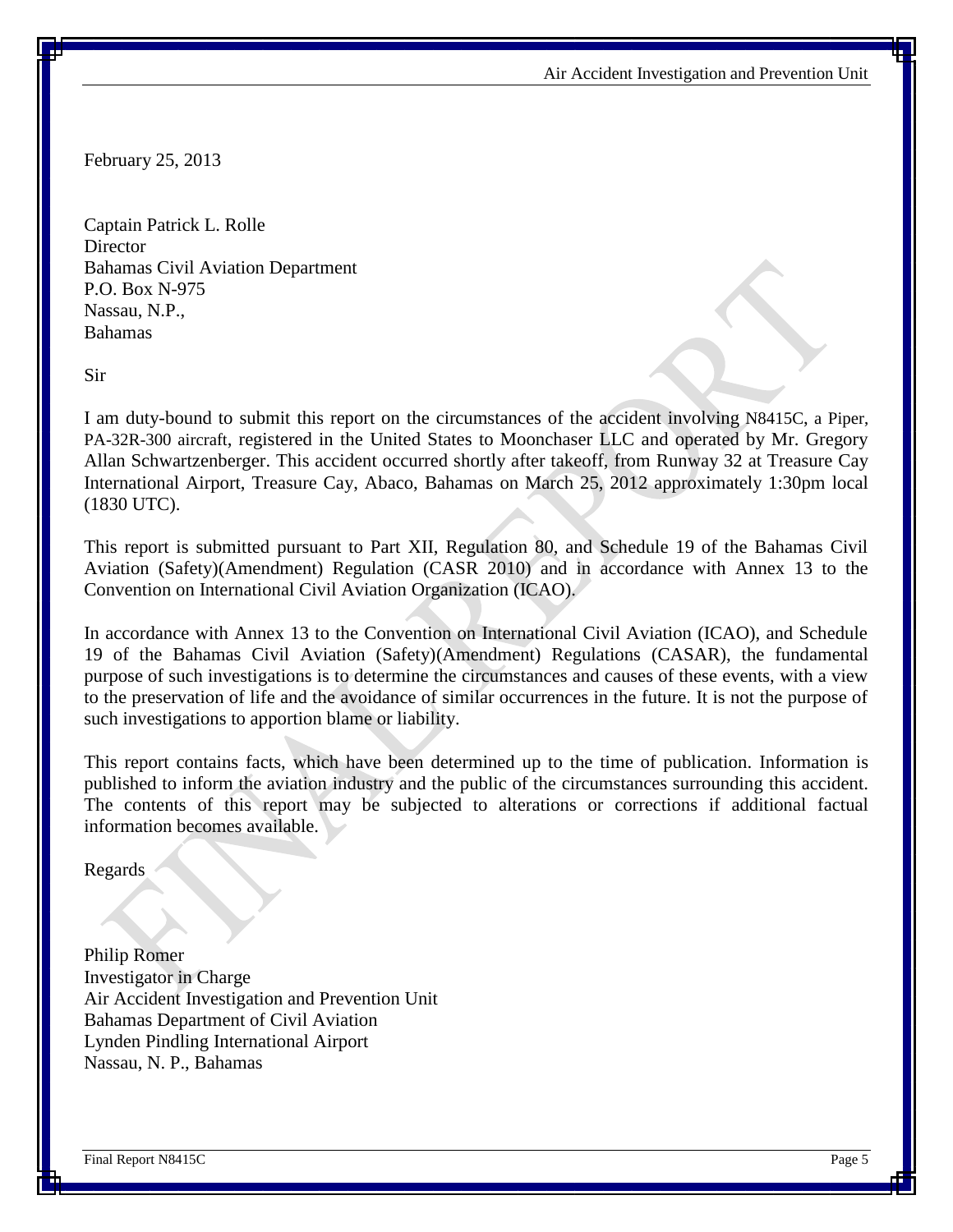February 25, 2013

Captain Patrick L. Rolle
Director
Bahamas Civil Aviation Department
P.O. Box N-975
Nassau, N.P.,
Bahamas

Sir

I am duty-bound to submit this report on the circumstances of the accident involving N8415C, a Piper, PA-32R-300 aircraft, registered in the United States to Moonchaser LLC and operated by Mr. Gregory Allan Schwartzenberger. This accident occurred shortly after takeoff, from Runway 32 at Treasure Cay International Airport, Treasure Cay, Abaco, Bahamas on March 25, 2012 approximately 1:30pm local (1830 UTC).

This report is submitted pursuant to Part XII, Regulation 80, and Schedule 19 of the Bahamas Civil Aviation (Safety)(Amendment) Regulation (CASR 2010) and in accordance with Annex 13 to the Convention on International Civil Aviation Organization (ICAO).

In accordance with Annex 13 to the Convention on International Civil Aviation (ICAO), and Schedule 19 of the Bahamas Civil Aviation (Safety)(Amendment) Regulations (CASAR), the fundamental purpose of such investigations is to determine the circumstances and causes of these events, with a view to the preservation of life and the avoidance of similar occurrences in the future. It is not the purpose of such investigations to apportion blame or liability.

This report contains facts, which have been determined up to the time of publication. Information is published to inform the aviation industry and the public of the circumstances surrounding this accident. The contents of this report may be subjected to alterations or corrections if additional factual information becomes available.

Regards

Philip Romer
Investigator in Charge
Air Accident Investigation and Prevention Unit
Bahamas Department of Civil Aviation
Lynden Pindling International Airport
Nassau, N. P., Bahamas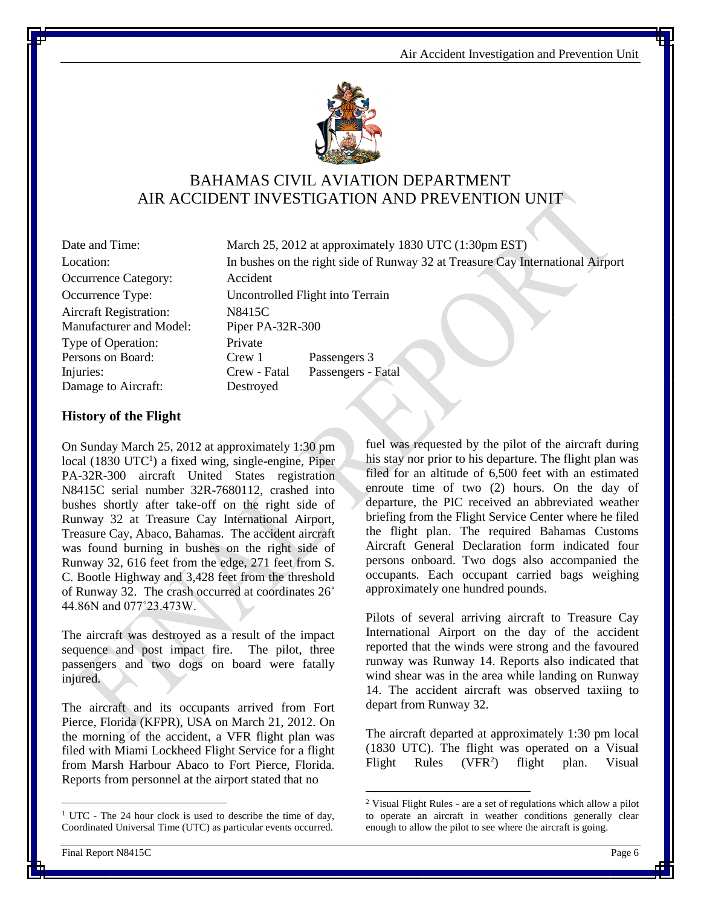# BAHAMAS CIVIL AVIATION DEPARTMENT
# AIR ACCIDENT INVESTIGATION AND PREVENTION UNIT

| | | |
|---|---|---|
| Date and Time: | March 25, 2012 at approximately 1830 UTC (1:30pm EST) | |
| Location: | In bushes on the right side of Runway 32 at Treasure Cay International Airport | |
| Occurrence Category: | Accident | |
| Occurrence Type: | Uncontrolled Flight into Terrain | |
| Aircraft Registration: | N8415C | |
| Manufacturer and Model: | Piper PA-32R-300 | |
| Type of Operation: | Private | |
| Persons on Board: | Crew 1 | Passengers 3 |
| Injuries: | Crew - Fatal | Passengers - Fatal |
| Damage to Aircraft: | Destroyed | |

### History of the Flight

On Sunday March 25, 2012 at approximately 1:30 pm local (1830 UTC[1]) a fixed wing, single-engine, Piper PA-32R-300 aircraft United States registration N8415C serial number 32R-7680112, crashed into bushes shortly after take-off on the right side of Runway 32 at Treasure Cay International Airport, Treasure Cay, Abaco, Bahamas. The accident aircraft was found burning in bushes on the right side of Runway 32, 616 feet from the edge, 271 feet from S. C. Bootle Highway and 3,428 feet from the threshold of Runway 32. The crash occurred at coordinates 26˚ 44.86N and 077˚23.473W.

The aircraft was destroyed as a result of the impact sequence and post impact fire. The pilot, three passengers and two dogs on board were fatally injured.

The aircraft and its occupants arrived from Fort Pierce, Florida (KFPR), USA on March 21, 2012. On the morning of the accident, a VFR flight plan was filed with Miami Lockheed Flight Service for a flight from Marsh Harbour Abaco to Fort Pierce, Florida. Reports from personnel at the airport stated that no fuel was requested by the pilot of the aircraft during his stay nor prior to his departure. The flight plan was filed for an altitude of 6,500 feet with an estimated enroute time of two (2) hours. On the day of departure, the PIC received an abbreviated weather briefing from the Flight Service Center where he filed the flight plan. The required Bahamas Customs Aircraft General Declaration form indicated four persons onboard. Two dogs also accompanied the occupants. Each occupant carried bags weighing approximately one hundred pounds.

Pilots of several arriving aircraft to Treasure Cay International Airport on the day of the accident reported that the winds were strong and the favoured runway was Runway 14. Reports also indicated that wind shear was in the area while landing on Runway 14. The accident aircraft was observed taxiing to depart from Runway 32.

The aircraft departed at approximately 1:30 pm local (1830 UTC). The flight was operated on a Visual Flight Rules (VFR[2]) flight plan. Visual

[1] UTC - The 24 hour clock is used to describe the time of day, Coordinated Universal Time (UTC) as particular events occurred.

[2] Visual Flight Rules - are a set of regulations which allow a pilot to operate an aircraft in weather conditions generally clear enough to allow the pilot to see where the aircraft is going.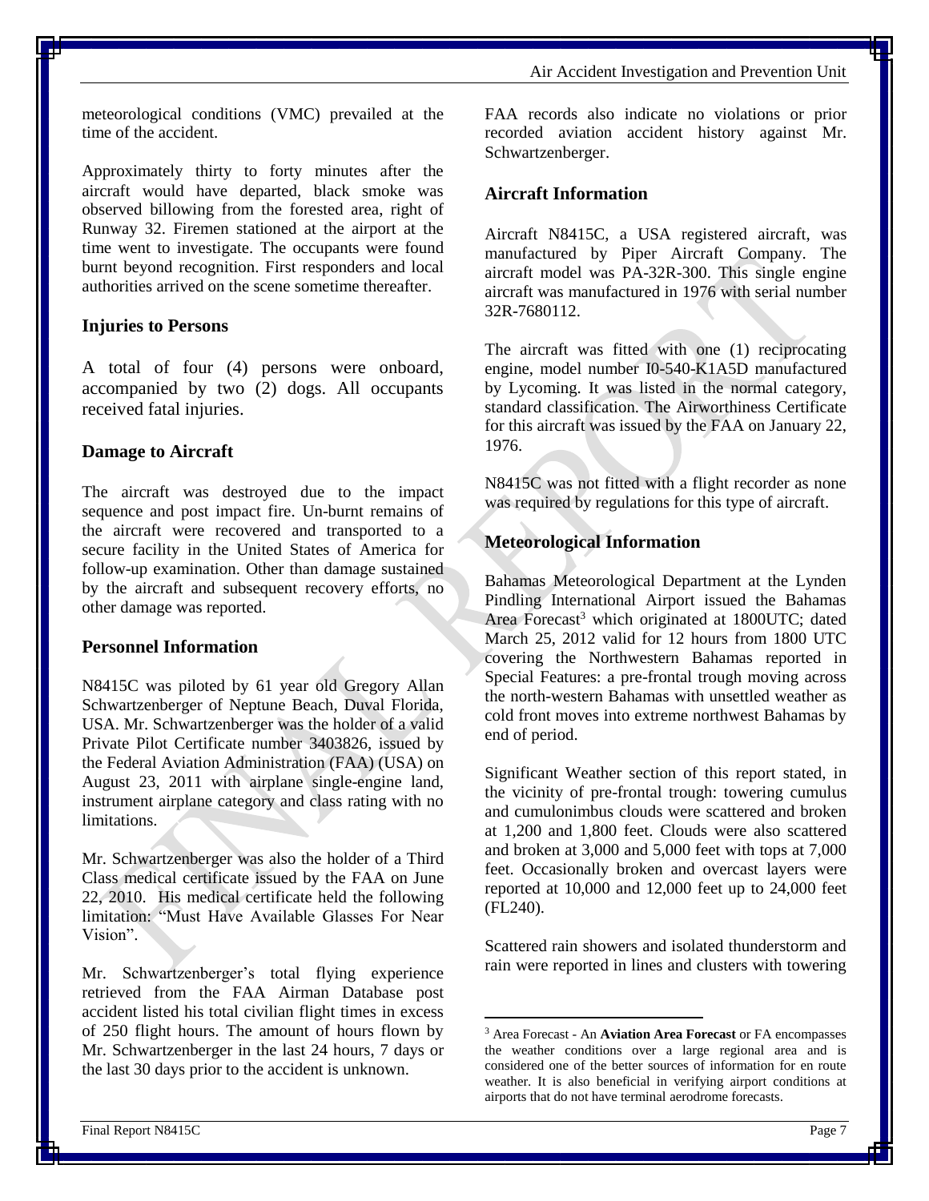meteorological conditions (VMC) prevailed at the time of the accident.

Approximately thirty to forty minutes after the aircraft would have departed, black smoke was observed billowing from the forested area, right of Runway 32. Firemen stationed at the airport at the time went to investigate. The occupants were found burnt beyond recognition. First responders and local authorities arrived on the scene sometime thereafter.

## Injuries to Persons

A total of four (4) persons were onboard, accompanied by two (2) dogs. All occupants received fatal injuries.

## Damage to Aircraft

The aircraft was destroyed due to the impact sequence and post impact fire. Un-burnt remains of the aircraft were recovered and transported to a secure facility in the United States of America for follow-up examination. Other than damage sustained by the aircraft and subsequent recovery efforts, no other damage was reported.

## Personnel Information

N8415C was piloted by 61 year old Gregory Allan Schwartzenberger of Neptune Beach, Duval Florida, USA. Mr. Schwartzenberger was the holder of a valid Private Pilot Certificate number 3403826, issued by the Federal Aviation Administration (FAA) (USA) on August 23, 2011 with airplane single-engine land, instrument airplane category and class rating with no limitations.

Mr. Schwartzenberger was also the holder of a Third Class medical certificate issued by the FAA on June 22, 2010. His medical certificate held the following limitation: "Must Have Available Glasses For Near Vision".

Mr. Schwartzenberger's total flying experience retrieved from the FAA Airman Database post accident listed his total civilian flight times in excess of 250 flight hours. The amount of hours flown by Mr. Schwartzenberger in the last 24 hours, 7 days or the last 30 days prior to the accident is unknown.

FAA records also indicate no violations or prior recorded aviation accident history against Mr. Schwartzenberger.

## Aircraft Information

Aircraft N8415C, a USA registered aircraft, was manufactured by Piper Aircraft Company. The aircraft model was PA-32R-300. This single engine aircraft was manufactured in 1976 with serial number 32R-7680112.

The aircraft was fitted with one (1) reciprocating engine, model number I0-540-K1A5D manufactured by Lycoming. It was listed in the normal category, standard classification. The Airworthiness Certificate for this aircraft was issued by the FAA on January 22, 1976.

N8415C was not fitted with a flight recorder as none was required by regulations for this type of aircraft.

## Meteorological Information

Bahamas Meteorological Department at the Lynden Pindling International Airport issued the Bahamas Area Forecast[3] which originated at 1800UTC; dated March 25, 2012 valid for 12 hours from 1800 UTC covering the Northwestern Bahamas reported in Special Features: a pre-frontal trough moving across the north-western Bahamas with unsettled weather as cold front moves into extreme northwest Bahamas by end of period.

Significant Weather section of this report stated, in the vicinity of pre-frontal trough: towering cumulus and cumulonimbus clouds were scattered and broken at 1,200 and 1,800 feet. Clouds were also scattered and broken at 3,000 and 5,000 feet with tops at 7,000 feet. Occasionally broken and overcast layers were reported at 10,000 and 12,000 feet up to 24,000 feet (FL240).

Scattered rain showers and isolated thunderstorm and rain were reported in lines and clusters with towering

[3] Area Forecast - An **Aviation Area Forecast** or FA encompasses the weather conditions over a large regional area and is considered one of the better sources of information for en route weather. It is also beneficial in verifying airport conditions at airports that do not have terminal aerodrome forecasts.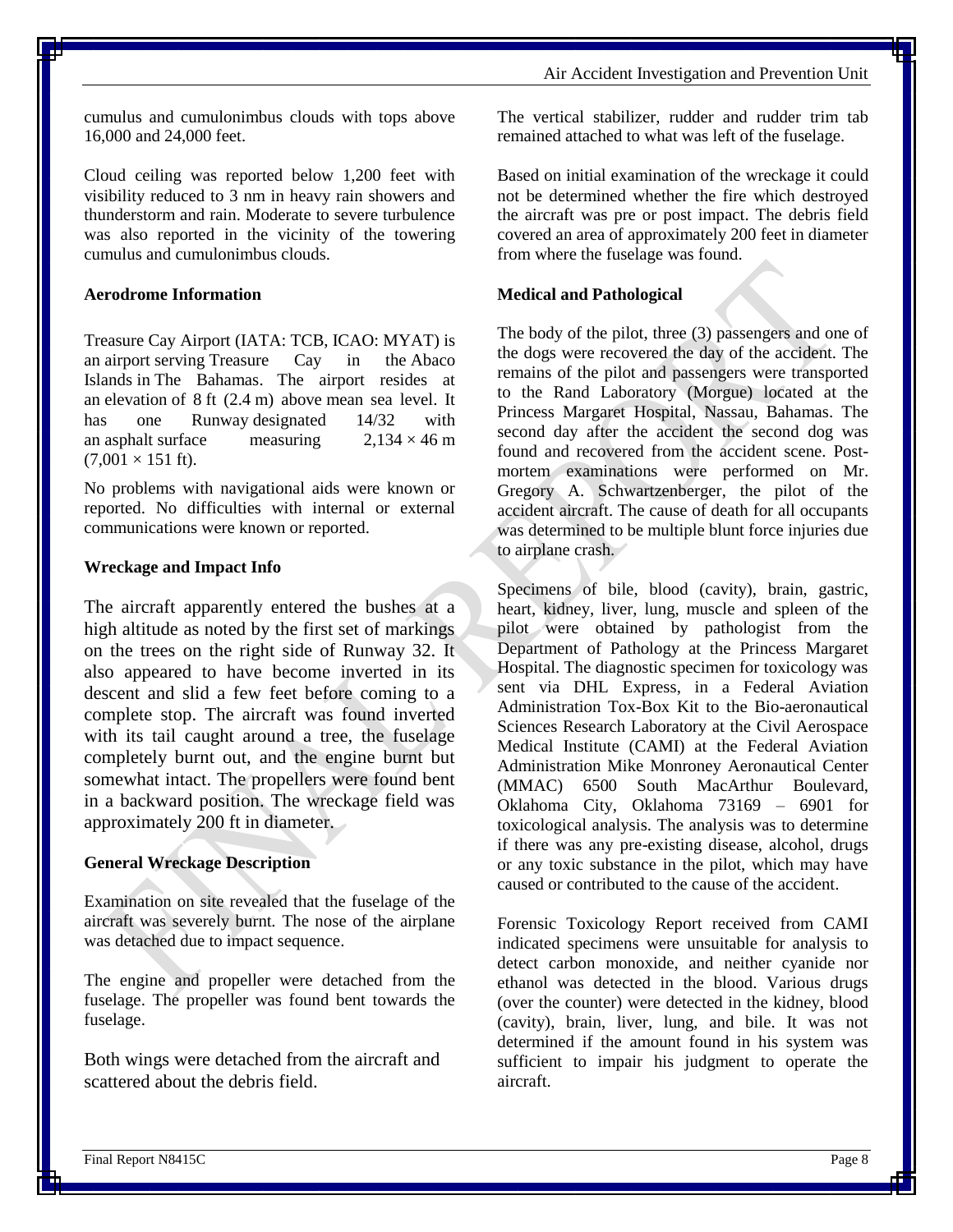cumulus and cumulonimbus clouds with tops above 16,000 and 24,000 feet.

Cloud ceiling was reported below 1,200 feet with visibility reduced to 3 nm in heavy rain showers and thunderstorm and rain. Moderate to severe turbulence was also reported in the vicinity of the towering cumulus and cumulonimbus clouds.

**Aerodrome Information**

Treasure Cay Airport (IATA: TCB, ICAO: MYAT) is an airport serving Treasure Cay in the Abaco Islands in The Bahamas. The airport resides at an elevation of 8 ft (2.4 m) above mean sea level. It has one Runway designated 14/32 with an asphalt surface measuring 2,134 × 46 m (7,001 × 151 ft).

No problems with navigational aids were known or reported. No difficulties with internal or external communications were known or reported.

**Wreckage and Impact Info**

The aircraft apparently entered the bushes at a high altitude as noted by the first set of markings on the trees on the right side of Runway 32. It also appeared to have become inverted in its descent and slid a few feet before coming to a complete stop. The aircraft was found inverted with its tail caught around a tree, the fuselage completely burnt out, and the engine burnt but somewhat intact. The propellers were found bent in a backward position. The wreckage field was approximately 200 ft in diameter.

**General Wreckage Description**

Examination on site revealed that the fuselage of the aircraft was severely burnt. The nose of the airplane was detached due to impact sequence.

The engine and propeller were detached from the fuselage. The propeller was found bent towards the fuselage.

Both wings were detached from the aircraft and scattered about the debris field.

The vertical stabilizer, rudder and rudder trim tab remained attached to what was left of the fuselage.

Based on initial examination of the wreckage it could not be determined whether the fire which destroyed the aircraft was pre or post impact. The debris field covered an area of approximately 200 feet in diameter from where the fuselage was found.

**Medical and Pathological**

The body of the pilot, three (3) passengers and one of the dogs were recovered the day of the accident. The remains of the pilot and passengers were transported to the Rand Laboratory (Morgue) located at the Princess Margaret Hospital, Nassau, Bahamas. The second day after the accident the second dog was found and recovered from the accident scene. Post-mortem examinations were performed on Mr. Gregory A. Schwartzenberger, the pilot of the accident aircraft. The cause of death for all occupants was determined to be multiple blunt force injuries due to airplane crash.

Specimens of bile, blood (cavity), brain, gastric, heart, kidney, liver, lung, muscle and spleen of the pilot were obtained by pathologist from the Department of Pathology at the Princess Margaret Hospital. The diagnostic specimen for toxicology was sent via DHL Express, in a Federal Aviation Administration Tox-Box Kit to the Bio-aeronautical Sciences Research Laboratory at the Civil Aerospace Medical Institute (CAMI) at the Federal Aviation Administration Mike Monroney Aeronautical Center (MMAC) 6500 South MacArthur Boulevard, Oklahoma City, Oklahoma 73169 – 6901 for toxicological analysis. The analysis was to determine if there was any pre-existing disease, alcohol, drugs or any toxic substance in the pilot, which may have caused or contributed to the cause of the accident.

Forensic Toxicology Report received from CAMI indicated specimens were unsuitable for analysis to detect carbon monoxide, and neither cyanide nor ethanol was detected in the blood. Various drugs (over the counter) were detected in the kidney, blood (cavity), brain, liver, lung, and bile. It was not determined if the amount found in his system was sufficient to impair his judgment to operate the aircraft.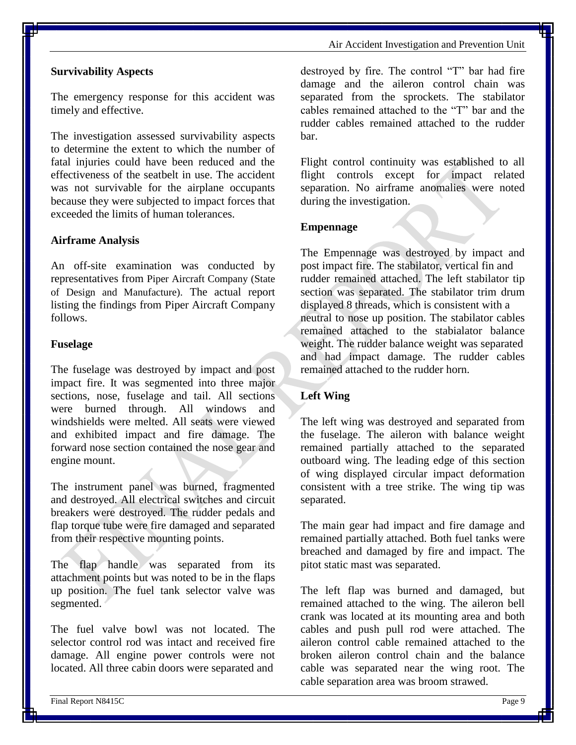### Survivability Aspects

The emergency response for this accident was timely and effective.

The investigation assessed survivability aspects to determine the extent to which the number of fatal injuries could have been reduced and the effectiveness of the seatbelt in use. The accident was not survivable for the airplane occupants because they were subjected to impact forces that exceeded the limits of human tolerances.

### Airframe Analysis

An off-site examination was conducted by representatives from Piper Aircraft Company (State of Design and Manufacture). The actual report listing the findings from Piper Aircraft Company follows.

### Fuselage

The fuselage was destroyed by impact and post impact fire. It was segmented into three major sections, nose, fuselage and tail. All sections were burned through. All windows and windshields were melted. All seats were viewed and exhibited impact and fire damage. The forward nose section contained the nose gear and engine mount.

The instrument panel was burned, fragmented and destroyed. All electrical switches and circuit breakers were destroyed. The rudder pedals and flap torque tube were fire damaged and separated from their respective mounting points.

The flap handle was separated from its attachment points but was noted to be in the flaps up position. The fuel tank selector valve was segmented.

The fuel valve bowl was not located. The selector control rod was intact and received fire damage. All engine power controls were not located. All three cabin doors were separated and destroyed by fire. The control "T" bar had fire damage and the aileron control chain was separated from the sprockets. The stabilator cables remained attached to the "T" bar and the rudder cables remained attached to the rudder bar.

Flight control continuity was established to all flight controls except for impact related separation. No airframe anomalies were noted during the investigation.

### Empennage

The Empennage was destroyed by impact and post impact fire. The stabilator, vertical fin and rudder remained attached. The left stabilator tip section was separated. The stabilator trim drum displayed 8 threads, which is consistent with a neutral to nose up position. The stabilator cables remained attached to the stabialator balance weight. The rudder balance weight was separated and had impact damage. The rudder cables remained attached to the rudder horn.

### Left Wing

The left wing was destroyed and separated from the fuselage. The aileron with balance weight remained partially attached to the separated outboard wing. The leading edge of this section of wing displayed circular impact deformation consistent with a tree strike. The wing tip was separated.

The main gear had impact and fire damage and remained partially attached. Both fuel tanks were breached and damaged by fire and impact. The pitot static mast was separated.

The left flap was burned and damaged, but remained attached to the wing. The aileron bell crank was located at its mounting area and both cables and push pull rod were attached. The aileron control cable remained attached to the broken aileron control chain and the balance cable was separated near the wing root. The cable separation area was broom strawed.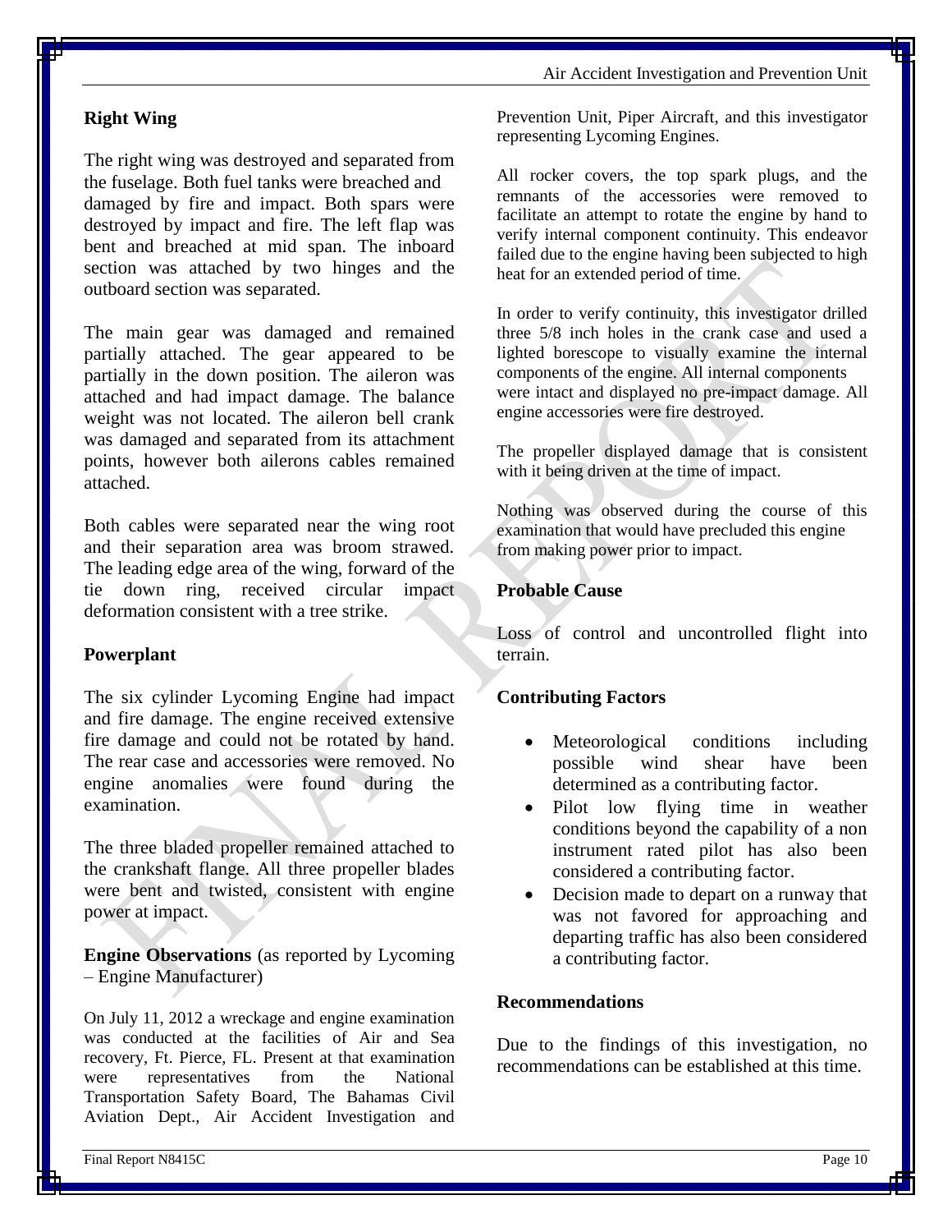## Right Wing

The right wing was destroyed and separated from the fuselage. Both fuel tanks were breached and damaged by fire and impact. Both spars were destroyed by impact and fire. The left flap was bent and breached at mid span. The inboard section was attached by two hinges and the outboard section was separated.

The main gear was damaged and remained partially attached. The gear appeared to be partially in the down position. The aileron was attached and had impact damage. The balance weight was not located. The aileron bell crank was damaged and separated from its attachment points, however both ailerons cables remained attached.

Both cables were separated near the wing root and their separation area was broom strawed. The leading edge area of the wing, forward of the tie down ring, received circular impact deformation consistent with a tree strike.

## Powerplant

The six cylinder Lycoming Engine had impact and fire damage. The engine received extensive fire damage and could not be rotated by hand. The rear case and accessories were removed. No engine anomalies were found during the examination.

The three bladed propeller remained attached to the crankshaft flange. All three propeller blades were bent and twisted, consistent with engine power at impact.

**Engine Observations** (as reported by Lycoming – Engine Manufacturer)

On July 11, 2012 a wreckage and engine examination was conducted at the facilities of Air and Sea recovery, Ft. Pierce, FL. Present at that examination were representatives from the National Transportation Safety Board, The Bahamas Civil Aviation Dept., Air Accident Investigation and Prevention Unit, Piper Aircraft, and this investigator representing Lycoming Engines.

All rocker covers, the top spark plugs, and the remnants of the accessories were removed to facilitate an attempt to rotate the engine by hand to verify internal component continuity. This endeavor failed due to the engine having been subjected to high heat for an extended period of time.

In order to verify continuity, this investigator drilled three 5/8 inch holes in the crank case and used a lighted borescope to visually examine the internal components of the engine. All internal components were intact and displayed no pre-impact damage. All engine accessories were fire destroyed.

The propeller displayed damage that is consistent with it being driven at the time of impact.

Nothing was observed during the course of this examination that would have precluded this engine from making power prior to impact.

## Probable Cause

Loss of control and uncontrolled flight into terrain.

## Contributing Factors

- Meteorological conditions including possible wind shear have been determined as a contributing factor.
- Pilot low flying time in weather conditions beyond the capability of a non instrument rated pilot has also been considered a contributing factor.
- Decision made to depart on a runway that was not favored for approaching and departing traffic has also been considered a contributing factor.

## Recommendations

Due to the findings of this investigation, no recommendations can be established at this time.